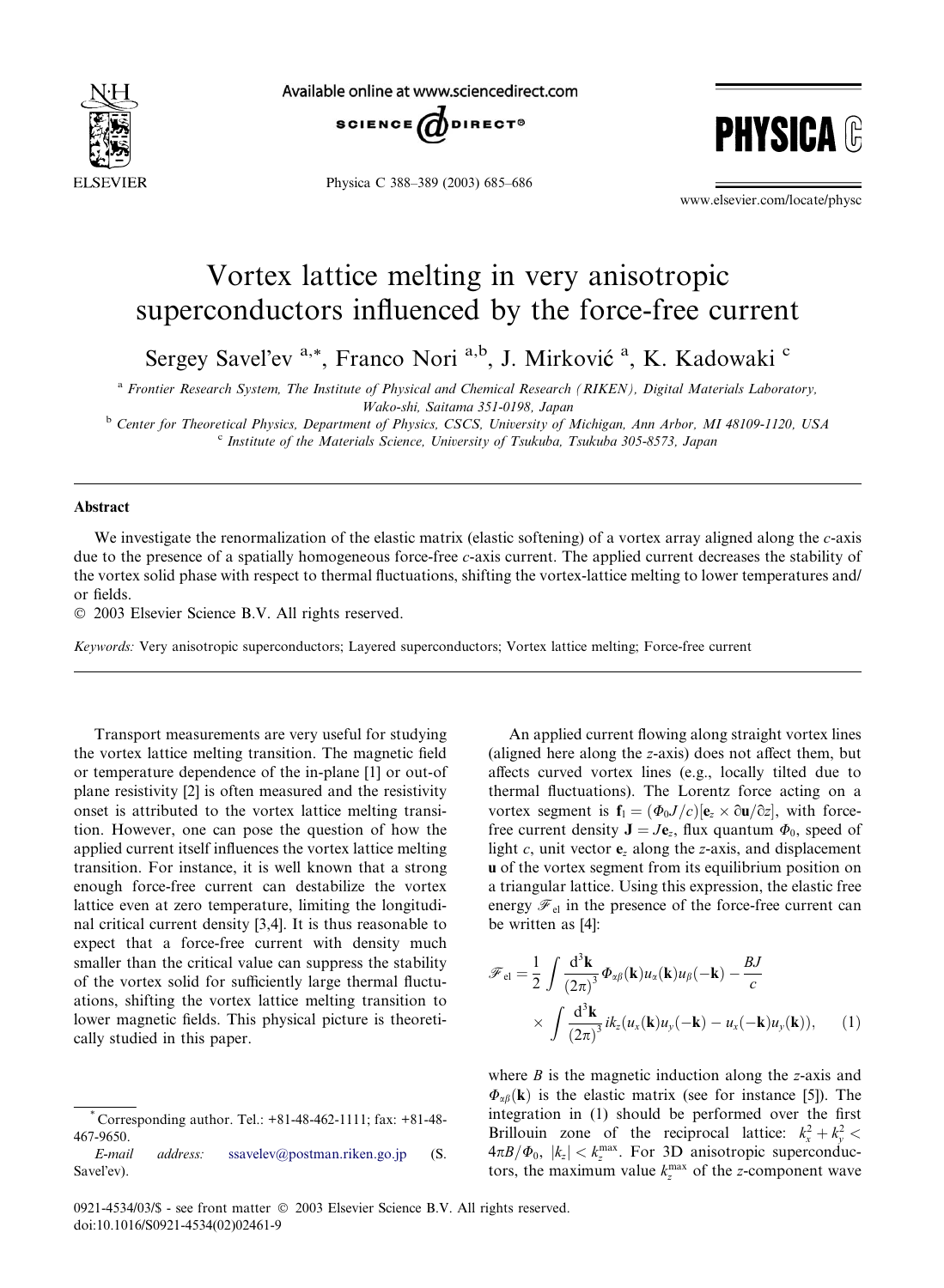# Vortex lattice melting in very anisotropic superconductors influenced by the force-free current

Sergey Savel'ev [a,*], Franco Nori [a,b], J. Mirković [a], K. Kadowaki [c]

[a] Frontier Research System, The Institute of Physical and Chemical Research (RIKEN), Digital Materials Laboratory, Wako-shi, Saitama 351-0198, Japan

[b] Center for Theoretical Physics, Department of Physics, CSCS, University of Michigan, Ann Arbor, MI 48109-1120, USA

[c] Institute of the Materials Science, University of Tsukuba, Tsukuba 305-8573, Japan

## Abstract

We investigate the renormalization of the elastic matrix (elastic softening) of a vortex array aligned along the $c$-axis due to the presence of a spatially homogeneous force-free $c$-axis current. The applied current decreases the stability of the vortex solid phase with respect to thermal fluctuations, shifting the vortex-lattice melting to lower temperatures and/or fields.

© 2003 Elsevier Science B.V. All rights reserved.

*Keywords:* Very anisotropic superconductors; Layered superconductors; Vortex lattice melting; Force-free current

Transport measurements are very useful for studying the vortex lattice melting transition. The magnetic field or temperature dependence of the in-plane [1] or out-of plane resistivity [2] is often measured and the resistivity onset is attributed to the vortex lattice melting transition. However, one can pose the question of how the applied current itself influences the vortex lattice melting transition. For instance, it is well known that a strong enough force-free current can destabilize the vortex lattice even at zero temperature, limiting the longitudinal critical current density [3,4]. It is thus reasonable to expect that a force-free current with density much smaller than the critical value can suppress the stability of the vortex solid for sufficiently large thermal fluctuations, shifting the vortex lattice melting transition to lower magnetic fields. This physical picture is theoretically studied in this paper.

An applied current flowing along straight vortex lines (aligned here along the $z$-axis) does not affect them, but affects curved vortex lines (e.g., locally tilted due to thermal fluctuations). The Lorentz force acting on a vortex segment is $\mathbf{f}_1 = (\Phi_0 J/c)[\mathbf{e}_z \times \partial \mathbf{u}/\partial z]$, with force-free current density $\mathbf{J} = J\mathbf{e}_z$, flux quantum $\Phi_0$, speed of light $c$, unit vector $\mathbf{e}_z$ along the $z$-axis, and displacement $\mathbf{u}$ of the vortex segment from its equilibrium position on a triangular lattice. Using this expression, the elastic free energy $\mathscr{F}_{\text{el}}$ in the presence of the force-free current can be written as [4]:

$$\mathscr{F}_{\text{el}} = \frac{1}{2}\int \frac{\mathrm{d}^3\mathbf{k}}{(2\pi)^3}\Phi_{\alpha\beta}(\mathbf{k})u_\alpha(\mathbf{k})u_\beta(-\mathbf{k}) - \frac{BJ}{c} \times \int \frac{\mathrm{d}^3\mathbf{k}}{(2\pi)^3} ik_z(u_x(\mathbf{k})u_y(-\mathbf{k}) - u_x(-\mathbf{k})u_y(\mathbf{k})), \quad (1)$$

where $B$ is the magnetic induction along the $z$-axis and $\Phi_{\alpha\beta}(\mathbf{k})$ is the elastic matrix (see for instance [5]). The integration in (1) should be performed over the first Brillouin zone of the reciprocal lattice: $k_x^2 + k_y^2 < 4\pi B/\Phi_0$, $|k_z| < k_z^{\max}$. For 3D anisotropic superconductors, the maximum value $k_z^{\max}$ of the $z$-component wave

---

\* Corresponding author. Tel.: +81-48-462-1111; fax: +81-48-467-9650.

*E-mail address:* ssavelev@postman.riken.go.jp (S. Savel'ev).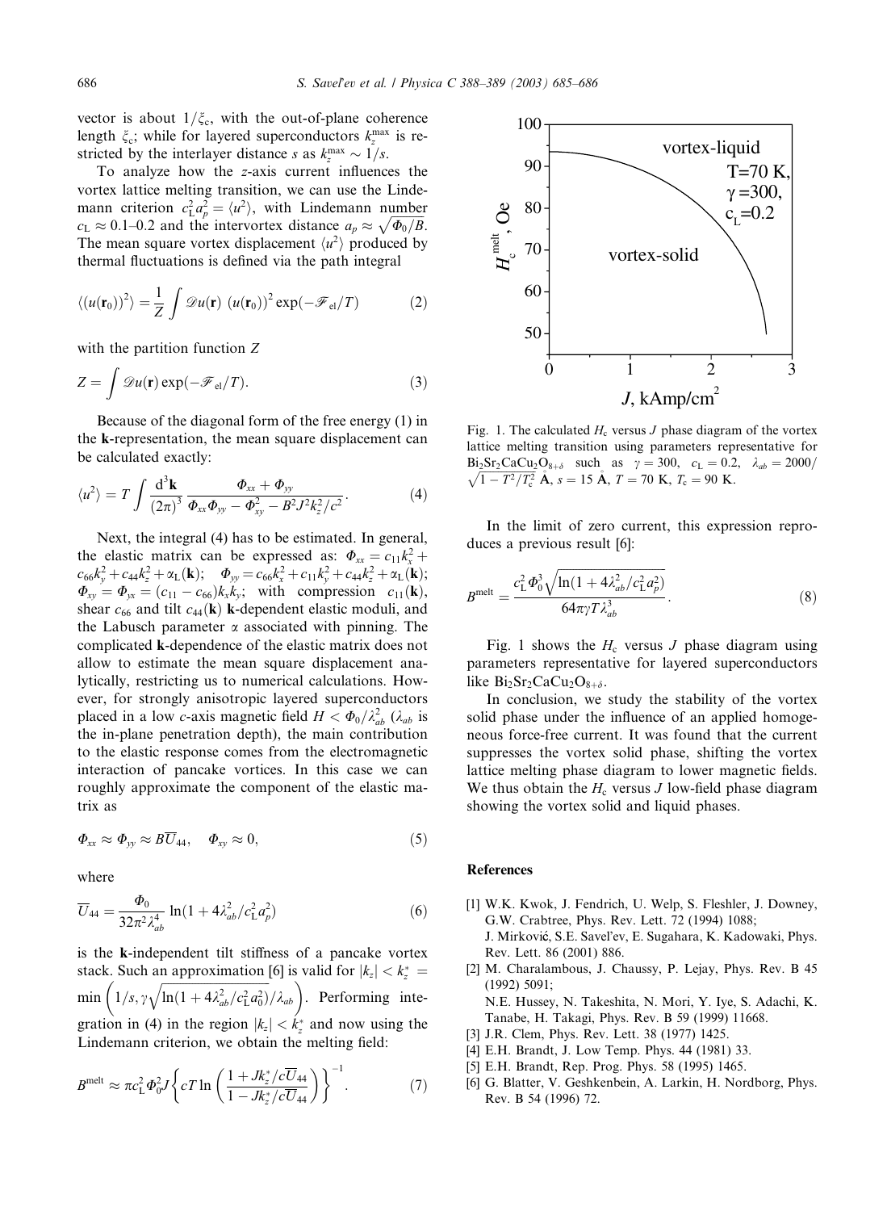vector is about $1/\xi_c$, with the out-of-plane coherence length $\xi_c$; while for layered superconductors $k_z^{\max}$ is restricted by the interlayer distance $s$ as $k_z^{\max} \sim 1/s$.

To analyze how the $z$-axis current influences the vortex lattice melting transition, we can use the Lindemann criterion $c_L^2 a_p^2 = \langle u^2 \rangle$, with Lindemann number $c_L \approx 0.1$–$0.2$ and the intervortex distance $a_p \approx \sqrt{\Phi_0/B}$. The mean square vortex displacement $\langle u^2 \rangle$ produced by thermal fluctuations is defined via the path integral

$$\langle (u(\mathbf{r}_0))^2 \rangle = \frac{1}{Z} \int \mathscr{D}u(\mathbf{r}) \; (u(\mathbf{r}_0))^2 \exp(-\mathscr{F}_{\mathrm{el}}/T) \tag{2}$$

with the partition function $Z$

$$Z = \int \mathscr{D}u(\mathbf{r}) \exp(-\mathscr{F}_{\mathrm{el}}/T). \tag{3}$$

Because of the diagonal form of the free energy (1) in the **k**-representation, the mean square displacement can be calculated exactly:

$$\langle u^2 \rangle = T \int \frac{\mathrm{d}^3\mathbf{k}}{(2\pi)^3} \frac{\Phi_{xx} + \Phi_{yy}}{\Phi_{xx}\Phi_{yy} - \Phi_{xy}^2 - B^2 J^2 k_z^2/c^2}. \tag{4}$$

Next, the integral (4) has to be estimated. In general, the elastic matrix can be expressed as: $\Phi_{xx} = c_{11}k_x^2 + c_{66}k_y^2 + c_{44}k_z^2 + \alpha_L(\mathbf{k})$; $\Phi_{yy} = c_{66}k_x^2 + c_{11}k_y^2 + c_{44}k_z^2 + \alpha_L(\mathbf{k})$; $\Phi_{xy} = \Phi_{yx} = (c_{11} - c_{66})k_x k_y$; with compression $c_{11}(\mathbf{k})$, shear $c_{66}$ and tilt $c_{44}(\mathbf{k})$ **k**-dependent elastic moduli, and the Labusch parameter $\alpha$ associated with pinning. The complicated **k**-dependence of the elastic matrix does not allow to estimate the mean square displacement analytically, restricting us to numerical calculations. However, for strongly anisotropic layered superconductors placed in a low $c$-axis magnetic field $H < \Phi_0/\lambda_{ab}^2$ ($\lambda_{ab}$ is the in-plane penetration depth), the main contribution to the elastic response comes from the electromagnetic interaction of pancake vortices. In this case we can roughly approximate the component of the elastic matrix as

$$\Phi_{xx} \approx \Phi_{yy} \approx B\overline{U}_{44}, \quad \Phi_{xy} \approx 0, \tag{5}$$

where

$$\overline{U}_{44} = \frac{\Phi_0}{32\pi^2\lambda_{ab}^4} \ln(1 + 4\lambda_{ab}^2/c_L^2 a_p^2) \tag{6}$$

is the **k**-independent tilt stiffness of a pancake vortex stack. Such an approximation [6] is valid for $|k_z| < k_z^* = \min\left(1/s, \gamma\sqrt{\ln(1 + 4\lambda_{ab}^2/c_L^2 a_0^2)}/\lambda_{ab}\right)$. Performing integration in (4) in the region $|k_z| < k_z^*$ and now using the Lindemann criterion, we obtain the melting field:

$$B^{\mathrm{melt}} \approx \pi c_L^2 \Phi_0^2 J \left\{ cT \ln\left( \frac{1 + Jk_z^*/c\overline{U}_{44}}{1 - Jk_z^*/c\overline{U}_{44}} \right) \right\}^{-1}. \tag{7}$$

vortex-liquid
T=70 K,
γ =300,
c_L=0.2
vortex-solid
$H_c^{\mathrm{melt}}$, Oe
100
90
80
70
60
50
0
1
2
3
$J$, kAmp/cm$^2$

Fig. 1. The calculated $H_c$ versus $J$ phase diagram of the vortex lattice melting transition using parameters representative for $Bi_2Sr_2CaCu_2O_{8+\delta}$ such as $\gamma = 300$, $c_L = 0.2$, $\lambda_{ab} = 2000/\sqrt{1 - T^2/T_c^2}$ Å, $s = 15$ Å, $T = 70$ K, $T_c = 90$ K.

In the limit of zero current, this expression reproduces a previous result [6]:

$$B^{\mathrm{melt}} = \frac{c_L^2 \Phi_0^3 \sqrt{\ln(1 + 4\lambda_{ab}^2/c_L^2 a_p^2)}}{64\pi\gamma T \lambda_{ab}^3}. \tag{8}$$

Fig. 1 shows the $H_c$ versus $J$ phase diagram using parameters representative for layered superconductors like $Bi_2Sr_2CaCu_2O_{8+\delta}$.

In conclusion, we study the stability of the vortex solid phase under the influence of an applied homogeneous force-free current. It was found that the current suppresses the vortex solid phase, shifting the vortex lattice melting phase diagram to lower magnetic fields. We thus obtain the $H_c$ versus $J$ low-field phase diagram showing the vortex solid and liquid phases.

## References

[1] W.K. Kwok, J. Fendrich, U. Welp, S. Fleshler, J. Downey, G.W. Crabtree, Phys. Rev. Lett. 72 (1994) 1088; J. Mirković, S.E. Savel'ev, E. Sugahara, K. Kadowaki, Phys. Rev. Lett. 86 (2001) 886.

[2] M. Charalambous, J. Chaussy, P. Lejay, Phys. Rev. B 45 (1992) 5091; N.E. Hussey, N. Takeshita, N. Mori, Y. Iye, S. Adachi, K. Tanabe, H. Takagi, Phys. Rev. B 59 (1999) 11668.

[3] J.R. Clem, Phys. Rev. Lett. 38 (1977) 1425.

[4] E.H. Brandt, J. Low Temp. Phys. 44 (1981) 33.

[5] E.H. Brandt, Rep. Prog. Phys. 58 (1995) 1465.

[6] G. Blatter, V. Geshkenbein, A. Larkin, H. Nordborg, Phys. Rev. B 54 (1996) 72.